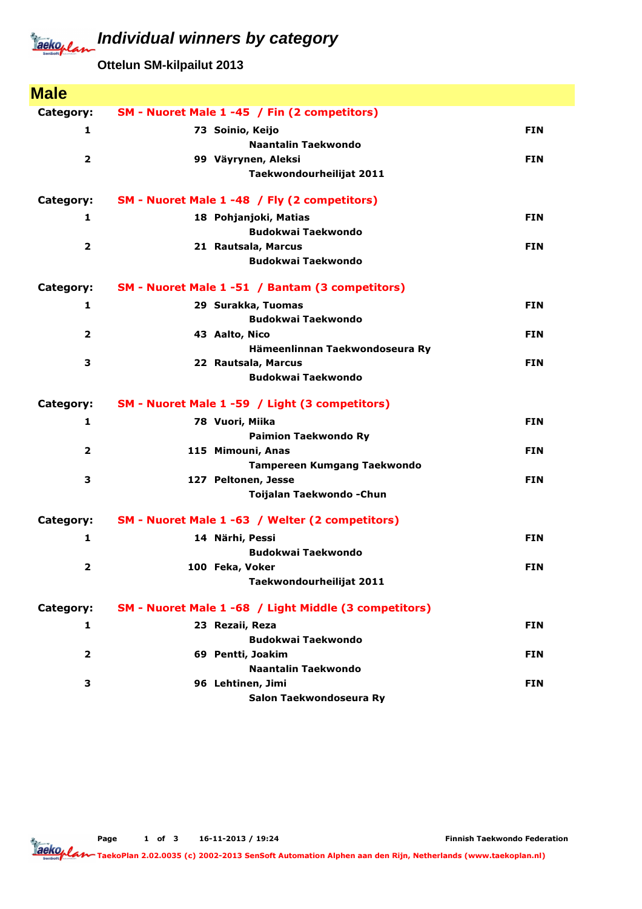# Individual winners by category

**Ottelun SM-kilpailut 2013**

## Male

**Category: SM - Nuoret Male 1 -45 / Fin (2 competitors)**

| Place | No. | Name / Club | Country |
|---|---|---|---|
| 1 | 73 | Soinio, Keijo<br>Naantalin Taekwondo | FIN |
| 2 | 99 | Väyrynen, Aleksi<br>Taekwondourheilijat 2011 | FIN |

**Category: SM - Nuoret Male 1 -48 / Fly (2 competitors)**

| Place | No. | Name / Club | Country |
|---|---|---|---|
| 1 | 18 | Pohjanjoki, Matias<br>Budokwai Taekwondo | FIN |
| 2 | 21 | Rautsala, Marcus<br>Budokwai Taekwondo | FIN |

**Category: SM - Nuoret Male 1 -51 / Bantam (3 competitors)**

| Place | No. | Name / Club | Country |
|---|---|---|---|
| 1 | 29 | Surakka, Tuomas<br>Budokwai Taekwondo | FIN |
| 2 | 43 | Aalto, Nico<br>Hämeenlinnan Taekwondoseura Ry | FIN |
| 3 | 22 | Rautsala, Marcus<br>Budokwai Taekwondo | FIN |

**Category: SM - Nuoret Male 1 -59 / Light (3 competitors)**

| Place | No. | Name / Club | Country |
|---|---|---|---|
| 1 | 78 | Vuori, Miika<br>Paimion Taekwondo Ry | FIN |
| 2 | 115 | Mimouni, Anas<br>Tampereen Kumgang Taekwondo | FIN |
| 3 | 127 | Peltonen, Jesse<br>Toijalan Taekwondo -Chun | FIN |

**Category: SM - Nuoret Male 1 -63 / Welter (2 competitors)**

| Place | No. | Name / Club | Country |
|---|---|---|---|
| 1 | 14 | Närhi, Pessi<br>Budokwai Taekwondo | FIN |
| 2 | 100 | Feka, Voker<br>Taekwondourheilijat 2011 | FIN |

**Category: SM - Nuoret Male 1 -68 / Light Middle (3 competitors)**

| Place | No. | Name / Club | Country |
|---|---|---|---|
| 1 | 23 | Rezaii, Reza<br>Budokwai Taekwondo | FIN |
| 2 | 69 | Pentti, Joakim<br>Naantalin Taekwondo | FIN |
| 3 | 96 | Lehtinen, Jimi<br>Salon Taekwondoseura Ry | FIN |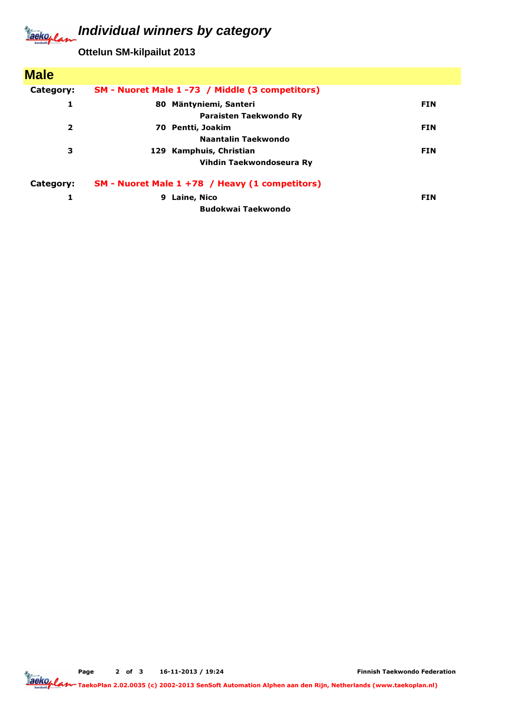# Individual winners by category

**Ottelun SM-kilpailut 2013**

## Male

**Category:** **SM - Nuoret Male 1 -73 / Middle (3 competitors)**

| Place | No. | Name / Club | Country |
|---|---|---|---|
| 1 | 80 | **Mäntyniemi, Santeri**<br>**Paraisten Taekwondo Ry** | FIN |
| 2 | 70 | **Pentti, Joakim**<br>**Naantalin Taekwondo** | FIN |
| 3 | 129 | **Kamphuis, Christian**<br>**Vihdin Taekwondoseura Ry** | FIN |

**Category:** **SM - Nuoret Male 1 +78 / Heavy (1 competitors)**

| Place | No. | Name / Club | Country |
|---|---|---|---|
| 1 | 9 | **Laine, Nico**<br>**Budokwai Taekwondo** | FIN |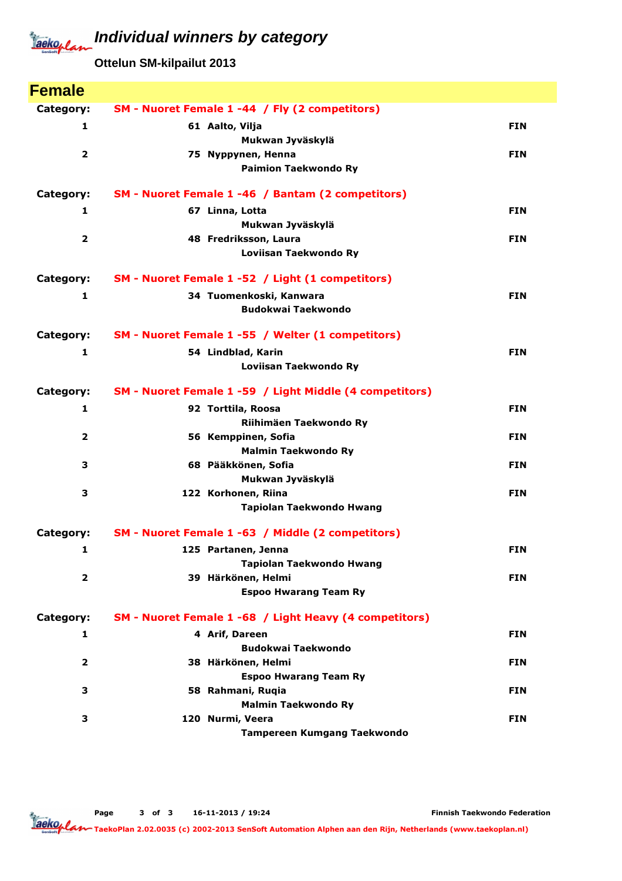# Individual winners by category

**Ottelun SM-kilpailut 2013**

## Female

**Category: SM - Nuoret Female 1 -44 / Fly (2 competitors)**

| | | | |
|---|---|---|---|
| 1 | 61 | Aalto, Vilja<br>Mukwan Jyväskylä | FIN |
| 2 | 75 | Nyppynen, Henna<br>Paimion Taekwondo Ry | FIN |

**Category: SM - Nuoret Female 1 -46 / Bantam (2 competitors)**

| | | | |
|---|---|---|---|
| 1 | 67 | Linna, Lotta<br>Mukwan Jyväskylä | FIN |
| 2 | 48 | Fredriksson, Laura<br>Loviisan Taekwondo Ry | FIN |

**Category: SM - Nuoret Female 1 -52 / Light (1 competitors)**

| | | | |
|---|---|---|---|
| 1 | 34 | Tuomenkoski, Kanwara<br>Budokwai Taekwondo | FIN |

**Category: SM - Nuoret Female 1 -55 / Welter (1 competitors)**

| | | | |
|---|---|---|---|
| 1 | 54 | Lindblad, Karin<br>Loviisan Taekwondo Ry | FIN |

**Category: SM - Nuoret Female 1 -59 / Light Middle (4 competitors)**

| | | | |
|---|---|---|---|
| 1 | 92 | Torttila, Roosa<br>Riihimäen Taekwondo Ry | FIN |
| 2 | 56 | Kemppinen, Sofia<br>Malmin Taekwondo Ry | FIN |
| 3 | 68 | Pääkkönen, Sofia<br>Mukwan Jyväskylä | FIN |
| 3 | 122 | Korhonen, Riina<br>Tapiolan Taekwondo Hwang | FIN |

**Category: SM - Nuoret Female 1 -63 / Middle (2 competitors)**

| | | | |
|---|---|---|---|
| 1 | 125 | Partanen, Jenna<br>Tapiolan Taekwondo Hwang | FIN |
| 2 | 39 | Härkönen, Helmi<br>Espoo Hwarang Team Ry | FIN |

**Category: SM - Nuoret Female 1 -68 / Light Heavy (4 competitors)**

| | | | |
|---|---|---|---|
| 1 | 4 | Arif, Dareen<br>Budokwai Taekwondo | FIN |
| 2 | 38 | Härkönen, Helmi<br>Espoo Hwarang Team Ry | FIN |
| 3 | 58 | Rahmani, Ruqia<br>Malmin Taekwondo Ry | FIN |
| 3 | 120 | Nurmi, Veera<br>Tampereen Kumgang Taekwondo | FIN |